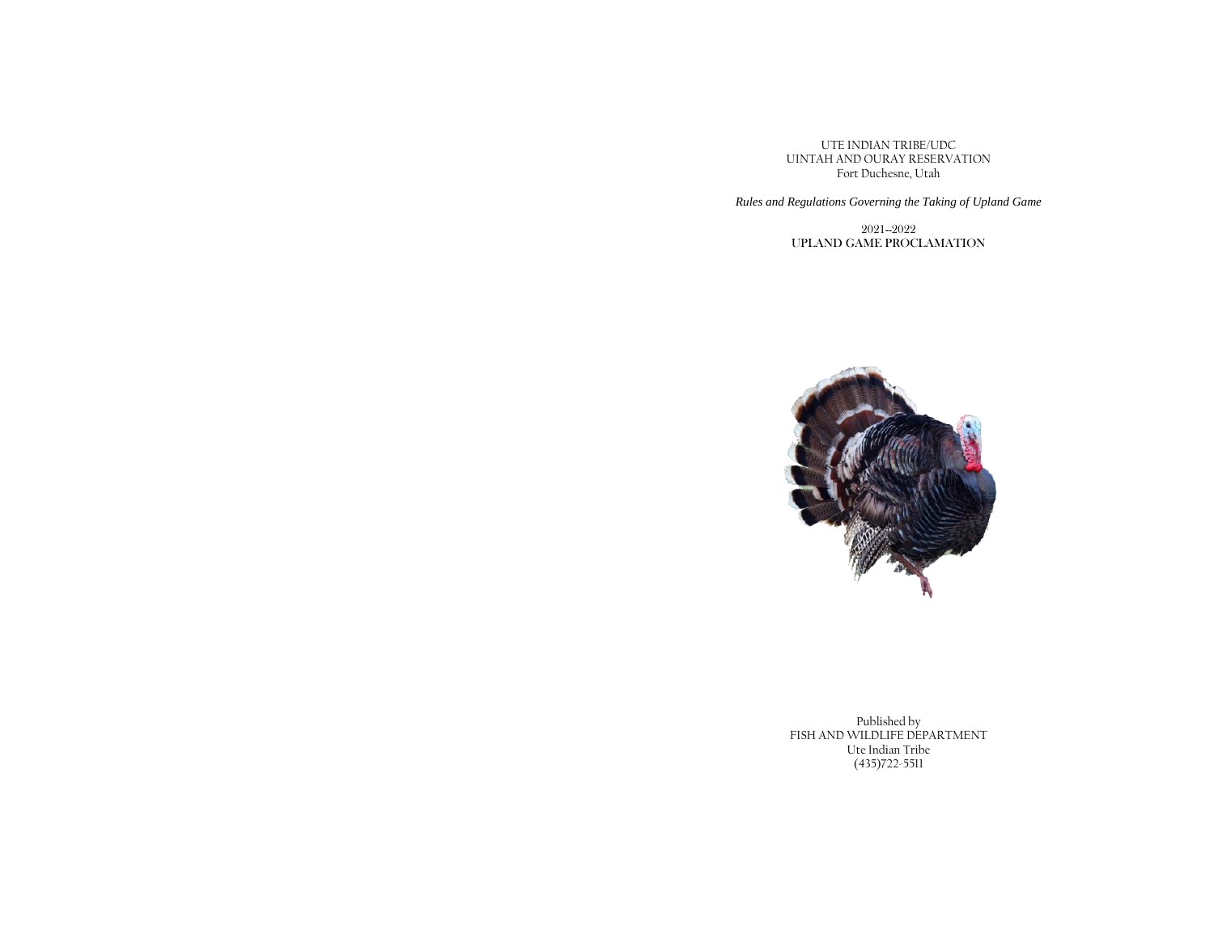UTE INDIAN TRIBE/UDC
UINTAH AND OURAY RESERVATION
Fort Duchesne, Utah

*Rules and Regulations Governing the Taking of Upland Game*

2021--2022

# UPLAND GAME PROCLAMATION

Published by
FISH AND WILDLIFE DEPARTMENT
Ute Indian Tribe
(435)722-5511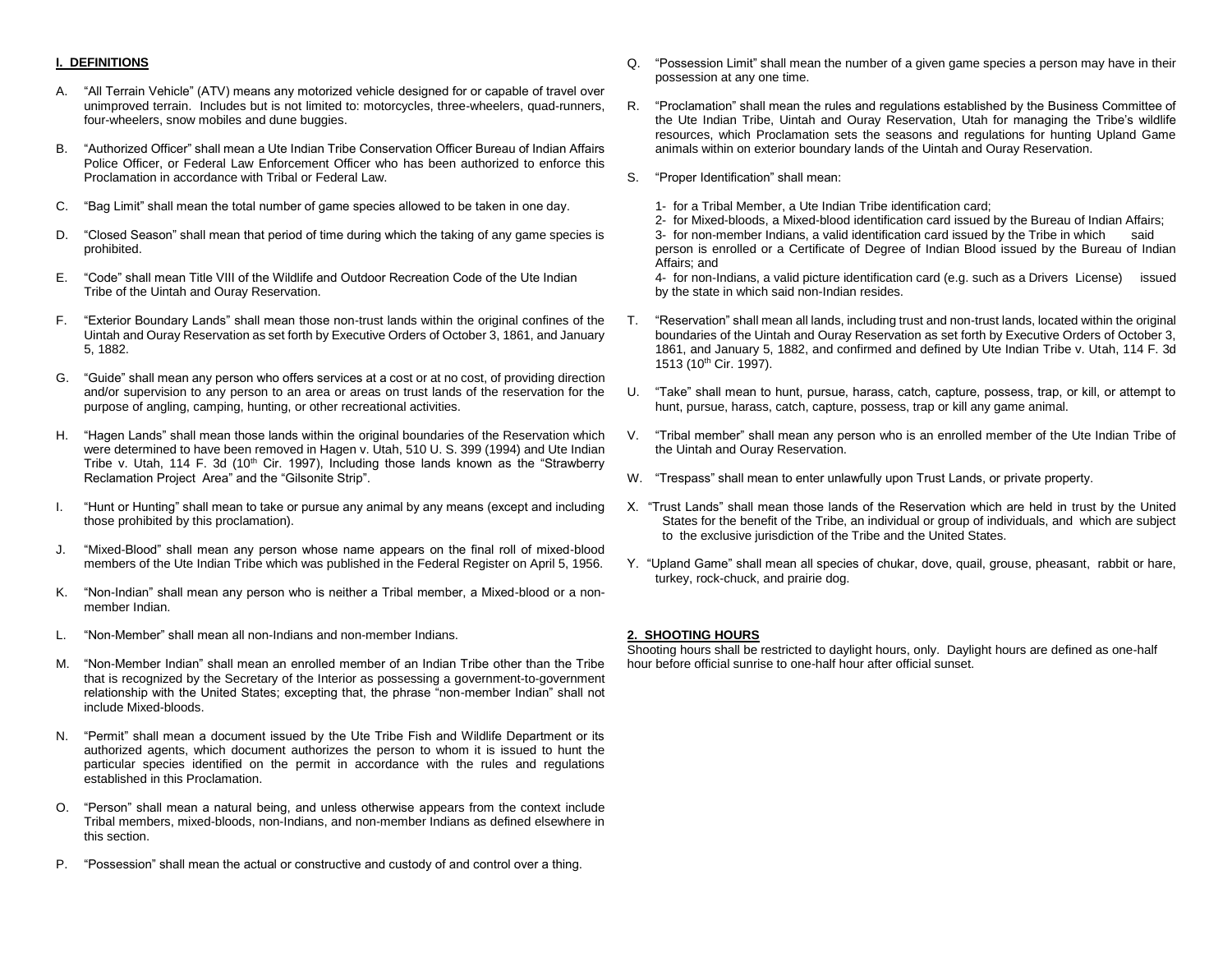## I. DEFINITIONS

A. "All Terrain Vehicle" (ATV) means any motorized vehicle designed for or capable of travel over unimproved terrain. Includes but is not limited to: motorcycles, three-wheelers, quad-runners, four-wheelers, snow mobiles and dune buggies.

B. "Authorized Officer" shall mean a Ute Indian Tribe Conservation Officer Bureau of Indian Affairs Police Officer, or Federal Law Enforcement Officer who has been authorized to enforce this Proclamation in accordance with Tribal or Federal Law.

C. "Bag Limit" shall mean the total number of game species allowed to be taken in one day.

D. "Closed Season" shall mean that period of time during which the taking of any game species is prohibited.

E. "Code" shall mean Title VIII of the Wildlife and Outdoor Recreation Code of the Ute Indian Tribe of the Uintah and Ouray Reservation.

F. "Exterior Boundary Lands" shall mean those non-trust lands within the original confines of the Uintah and Ouray Reservation as set forth by Executive Orders of October 3, 1861, and January 5, 1882.

G. "Guide" shall mean any person who offers services at a cost or at no cost, of providing direction and/or supervision to any person to an area or areas on trust lands of the reservation for the purpose of angling, camping, hunting, or other recreational activities.

H. "Hagen Lands" shall mean those lands within the original boundaries of the Reservation which were determined to have been removed in Hagen v. Utah, 510 U. S. 399 (1994) and Ute Indian Tribe v. Utah, 114 F. 3d (10th Cir. 1997), Including those lands known as the "Strawberry Reclamation Project Area" and the "Gilsonite Strip".

I. "Hunt or Hunting" shall mean to take or pursue any animal by any means (except and including those prohibited by this proclamation).

J. "Mixed-Blood" shall mean any person whose name appears on the final roll of mixed-blood members of the Ute Indian Tribe which was published in the Federal Register on April 5, 1956.

K. "Non-Indian" shall mean any person who is neither a Tribal member, a Mixed-blood or a non-member Indian.

L. "Non-Member" shall mean all non-Indians and non-member Indians.

M. "Non-Member Indian" shall mean an enrolled member of an Indian Tribe other than the Tribe that is recognized by the Secretary of the Interior as possessing a government-to-government relationship with the United States; excepting that, the phrase "non-member Indian" shall not include Mixed-bloods.

N. "Permit" shall mean a document issued by the Ute Tribe Fish and Wildlife Department or its authorized agents, which document authorizes the person to whom it is issued to hunt the particular species identified on the permit in accordance with the rules and regulations established in this Proclamation.

O. "Person" shall mean a natural being, and unless otherwise appears from the context include Tribal members, mixed-bloods, non-Indians, and non-member Indians as defined elsewhere in this section.

P. "Possession" shall mean the actual or constructive and custody of and control over a thing.

Q. "Possession Limit" shall mean the number of a given game species a person may have in their possession at any one time.

R. "Proclamation" shall mean the rules and regulations established by the Business Committee of the Ute Indian Tribe, Uintah and Ouray Reservation, Utah for managing the Tribe's wildlife resources, which Proclamation sets the seasons and regulations for hunting Upland Game animals within on exterior boundary lands of the Uintah and Ouray Reservation.

S. "Proper Identification" shall mean:

1- for a Tribal Member, a Ute Indian Tribe identification card;
2- for Mixed-bloods, a Mixed-blood identification card issued by the Bureau of Indian Affairs;
3- for non-member Indians, a valid identification card issued by the Tribe in which said person is enrolled or a Certificate of Degree of Indian Blood issued by the Bureau of Indian Affairs; and
4- for non-Indians, a valid picture identification card (e.g. such as a Drivers License) issued by the state in which said non-Indian resides.

T. "Reservation" shall mean all lands, including trust and non-trust lands, located within the original boundaries of the Uintah and Ouray Reservation as set forth by Executive Orders of October 3, 1861, and January 5, 1882, and confirmed and defined by Ute Indian Tribe v. Utah, 114 F. 3d 1513 (10th Cir. 1997).

U. "Take" shall mean to hunt, pursue, harass, catch, capture, possess, trap, or kill, or attempt to hunt, pursue, harass, catch, capture, possess, trap or kill any game animal.

V. "Tribal member" shall mean any person who is an enrolled member of the Ute Indian Tribe of the Uintah and Ouray Reservation.

W. "Trespass" shall mean to enter unlawfully upon Trust Lands, or private property.

X. "Trust Lands" shall mean those lands of the Reservation which are held in trust by the United States for the benefit of the Tribe, an individual or group of individuals, and which are subject to the exclusive jurisdiction of the Tribe and the United States.

Y. "Upland Game" shall mean all species of chukar, dove, quail, grouse, pheasant, rabbit or hare, turkey, rock-chuck, and prairie dog.

## 2. SHOOTING HOURS

Shooting hours shall be restricted to daylight hours, only. Daylight hours are defined as one-half hour before official sunrise to one-half hour after official sunset.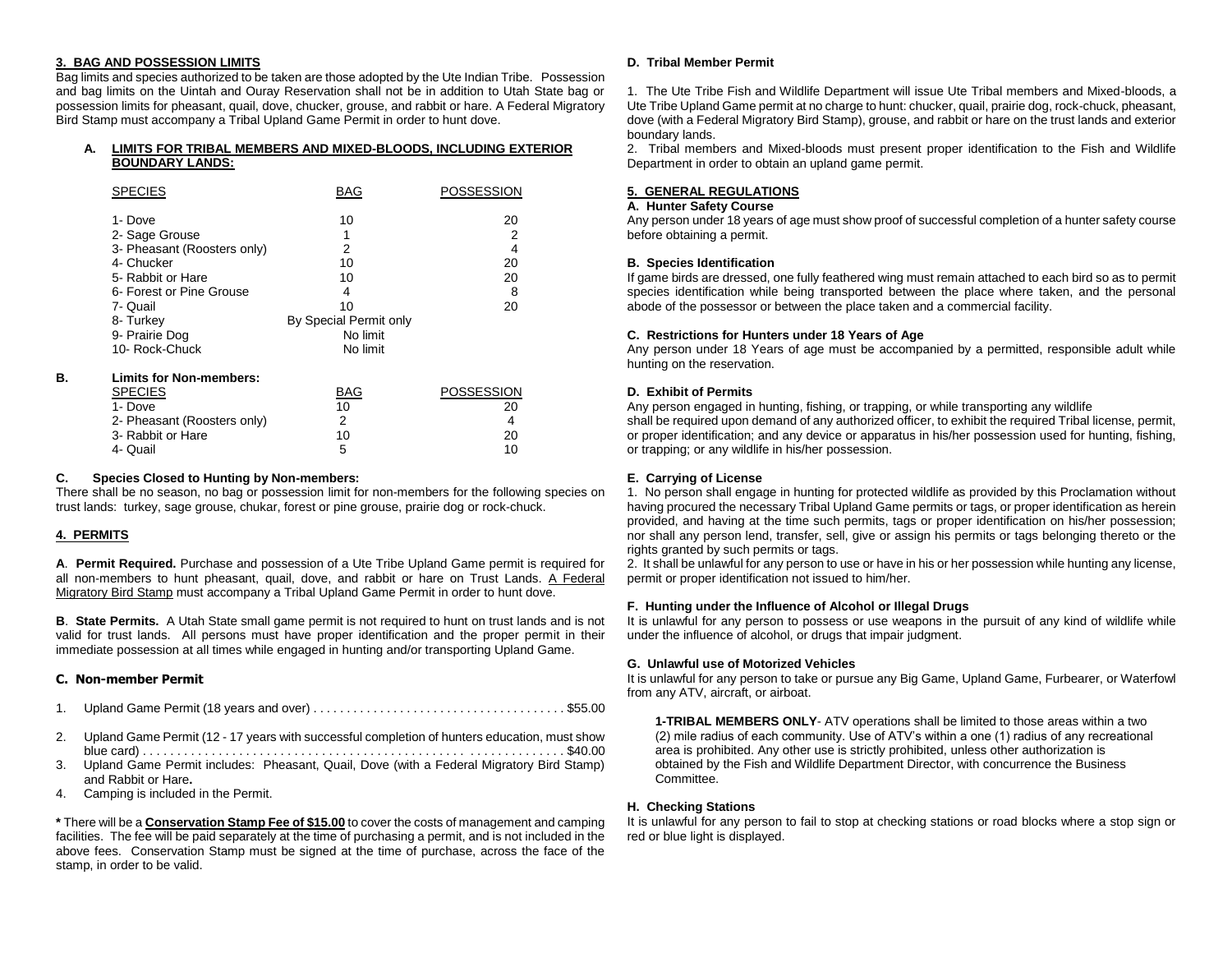## 3. BAG AND POSSESSION LIMITS

Bag limits and species authorized to be taken are those adopted by the Ute Indian Tribe. Possession and bag limits on the Uintah and Ouray Reservation shall not be in addition to Utah State bag or possession limits for pheasant, quail, dove, chucker, grouse, and rabbit or hare. A Federal Migratory Bird Stamp must accompany a Tribal Upland Game Permit in order to hunt dove.

### A. LIMITS FOR TRIBAL MEMBERS AND MIXED-BLOODS, INCLUDING EXTERIOR BOUNDARY LANDS:

| SPECIES | BAG | POSSESSION |
|---|---|---|
| 1- Dove | 10 | 20 |
| 2- Sage Grouse | 1 | 2 |
| 3- Pheasant (Roosters only) | 2 | 4 |
| 4- Chucker | 10 | 20 |
| 5- Rabbit or Hare | 10 | 20 |
| 6- Forest or Pine Grouse | 4 | 8 |
| 7- Quail | 10 | 20 |
| 8- Turkey | By Special Permit only | |
| 9- Prairie Dog | No limit | |
| 10- Rock-Chuck | No limit | |

### B. Limits for Non-members:

| SPECIES | BAG | POSSESSION |
|---|---|---|
| 1- Dove | 10 | 20 |
| 2- Pheasant (Roosters only) | 2 | 4 |
| 3- Rabbit or Hare | 10 | 20 |
| 4- Quail | 5 | 10 |

### C. Species Closed to Hunting by Non-members:

There shall be no season, no bag or possession limit for non-members for the following species on trust lands: turkey, sage grouse, chukar, forest or pine grouse, prairie dog or rock-chuck.

## 4. PERMITS

**A**. **Permit Required.** Purchase and possession of a Ute Tribe Upland Game permit is required for all non-members to hunt pheasant, quail, dove, and rabbit or hare on Trust Lands. A Federal Migratory Bird Stamp must accompany a Tribal Upland Game Permit in order to hunt dove.

**B**. **State Permits.** A Utah State small game permit is not required to hunt on trust lands and is not valid for trust lands. All persons must have proper identification and the proper permit in their immediate possession at all times while engaged in hunting and/or transporting Upland Game.

### C. Non-member Permit

1. Upland Game Permit (18 years and over) . . . . . . . . . . . . . . . . . . . . . . . . . . . . . . . . . . . . . . $55.00
2. Upland Game Permit (12 - 17 years with successful completion of hunters education, must show blue card) . . . . . . . . . . . . . . . . . . . . . . . . . . . . . . . . . . . . . . . . . . . . . . . . . . . . . . . . . . $40.00
3. Upland Game Permit includes: Pheasant, Quail, Dove (with a Federal Migratory Bird Stamp) and Rabbit or Hare**.**
4. Camping is included in the Permit.

**\*** There will be a **Conservation Stamp Fee of $15.00** to cover the costs of management and camping facilities. The fee will be paid separately at the time of purchasing a permit, and is not included in the above fees. Conservation Stamp must be signed at the time of purchase, across the face of the stamp, in order to be valid.

### D. Tribal Member Permit

1. The Ute Tribe Fish and Wildlife Department will issue Ute Tribal members and Mixed-bloods, a Ute Tribe Upland Game permit at no charge to hunt: chucker, quail, prairie dog, rock-chuck, pheasant, dove (with a Federal Migratory Bird Stamp), grouse, and rabbit or hare on the trust lands and exterior boundary lands.
2. Tribal members and Mixed-bloods must present proper identification to the Fish and Wildlife Department in order to obtain an upland game permit.

## 5. GENERAL REGULATIONS

### A. Hunter Safety Course

Any person under 18 years of age must show proof of successful completion of a hunter safety course before obtaining a permit.

### B. Species Identification

If game birds are dressed, one fully feathered wing must remain attached to each bird so as to permit species identification while being transported between the place where taken, and the personal abode of the possessor or between the place taken and a commercial facility.

### C. Restrictions for Hunters under 18 Years of Age

Any person under 18 Years of age must be accompanied by a permitted, responsible adult while hunting on the reservation.

### D. Exhibit of Permits

Any person engaged in hunting, fishing, or trapping, or while transporting any wildlife shall be required upon demand of any authorized officer, to exhibit the required Tribal license, permit, or proper identification; and any device or apparatus in his/her possession used for hunting, fishing, or trapping; or any wildlife in his/her possession.

### E. Carrying of License

1. No person shall engage in hunting for protected wildlife as provided by this Proclamation without having procured the necessary Tribal Upland Game permits or tags, or proper identification as herein provided, and having at the time such permits, tags or proper identification on his/her possession; nor shall any person lend, transfer, sell, give or assign his permits or tags belonging thereto or the rights granted by such permits or tags.
2. It shall be unlawful for any person to use or have in his or her possession while hunting any license, permit or proper identification not issued to him/her.

### F. Hunting under the Influence of Alcohol or Illegal Drugs

It is unlawful for any person to possess or use weapons in the pursuit of any kind of wildlife while under the influence of alcohol, or drugs that impair judgment.

### G. Unlawful use of Motorized Vehicles

It is unlawful for any person to take or pursue any Big Game, Upland Game, Furbearer, or Waterfowl from any ATV, aircraft, or airboat.

**1-TRIBAL MEMBERS ONLY**- ATV operations shall be limited to those areas within a two (2) mile radius of each community. Use of ATV's within a one (1) radius of any recreational area is prohibited. Any other use is strictly prohibited, unless other authorization is obtained by the Fish and Wildlife Department Director, with concurrence the Business Committee.

### H. Checking Stations

It is unlawful for any person to fail to stop at checking stations or road blocks where a stop sign or red or blue light is displayed.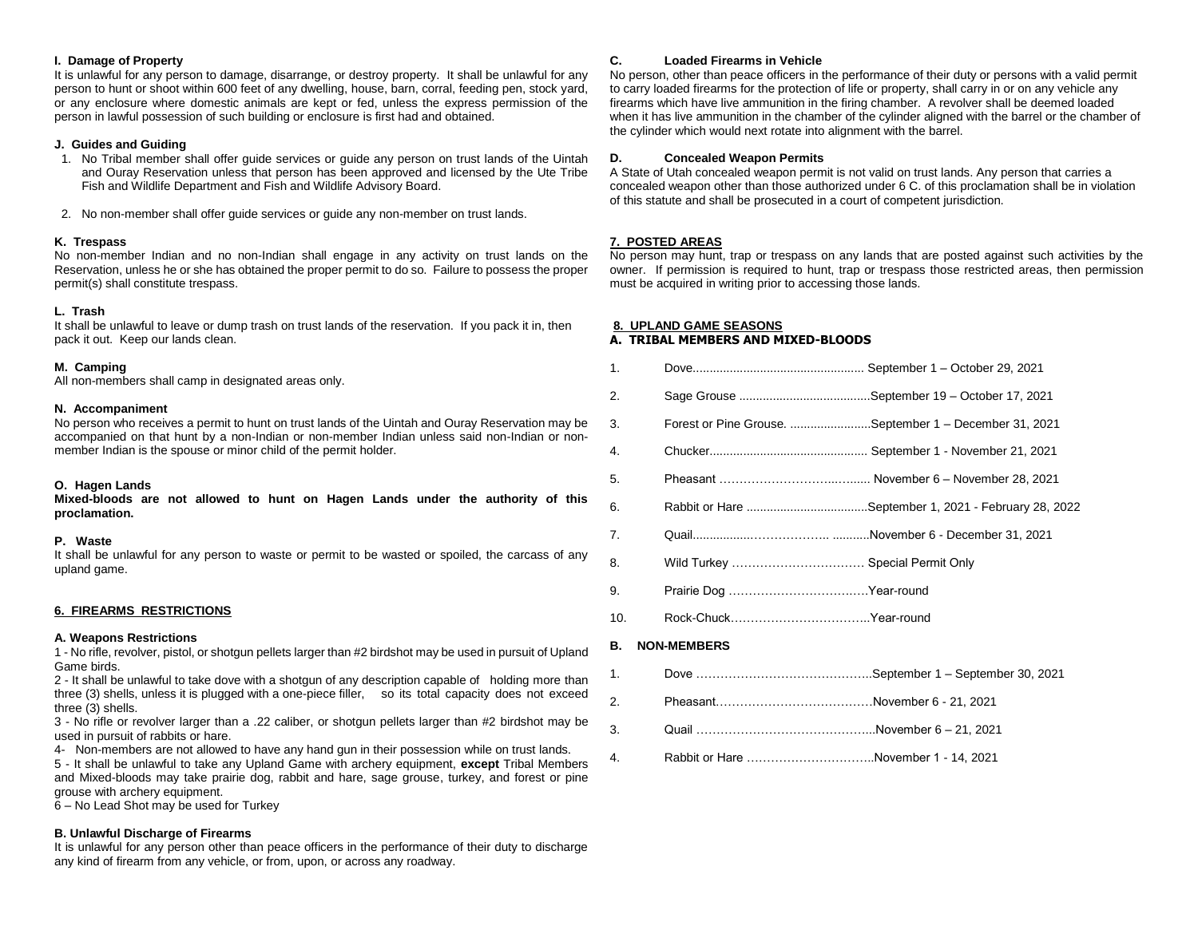### I. Damage of Property

It is unlawful for any person to damage, disarrange, or destroy property. It shall be unlawful for any person to hunt or shoot within 600 feet of any dwelling, house, barn, corral, feeding pen, stock yard, or any enclosure where domestic animals are kept or fed, unless the express permission of the person in lawful possession of such building or enclosure is first had and obtained.

### J. Guides and Guiding

1. No Tribal member shall offer guide services or guide any person on trust lands of the Uintah and Ouray Reservation unless that person has been approved and licensed by the Ute Tribe Fish and Wildlife Department and Fish and Wildlife Advisory Board.
2. No non-member shall offer guide services or guide any non-member on trust lands.

### K. Trespass

No non-member Indian and no non-Indian shall engage in any activity on trust lands on the Reservation, unless he or she has obtained the proper permit to do so. Failure to possess the proper permit(s) shall constitute trespass.

### L. Trash

It shall be unlawful to leave or dump trash on trust lands of the reservation. If you pack it in, then pack it out. Keep our lands clean.

### M. Camping

All non-members shall camp in designated areas only.

### N. Accompaniment

No person who receives a permit to hunt on trust lands of the Uintah and Ouray Reservation may be accompanied on that hunt by a non-Indian or non-member Indian unless said non-Indian or non-member Indian is the spouse or minor child of the permit holder.

### O. Hagen Lands

**Mixed-bloods are not allowed to hunt on Hagen Lands under the authority of this proclamation.**

### P. Waste

It shall be unlawful for any person to waste or permit to be wasted or spoiled, the carcass of any upland game.

## 6. FIREARMS RESTRICTIONS

### A. Weapons Restrictions

1 - No rifle, revolver, pistol, or shotgun pellets larger than #2 birdshot may be used in pursuit of Upland Game birds.

2 - It shall be unlawful to take dove with a shotgun of any description capable of holding more than three (3) shells, unless it is plugged with a one-piece filler, so its total capacity does not exceed three (3) shells.

3 - No rifle or revolver larger than a .22 caliber, or shotgun pellets larger than #2 birdshot may be used in pursuit of rabbits or hare.

4- Non-members are not allowed to have any hand gun in their possession while on trust lands.

5 - It shall be unlawful to take any Upland Game with archery equipment, **except** Tribal Members and Mixed-bloods may take prairie dog, rabbit and hare, sage grouse, turkey, and forest or pine grouse with archery equipment.

6 – No Lead Shot may be used for Turkey

### B. Unlawful Discharge of Firearms

It is unlawful for any person other than peace officers in the performance of their duty to discharge any kind of firearm from any vehicle, or from, upon, or across any roadway.

### C. Loaded Firearms in Vehicle

No person, other than peace officers in the performance of their duty or persons with a valid permit to carry loaded firearms for the protection of life or property, shall carry in or on any vehicle any firearms which have live ammunition in the firing chamber. A revolver shall be deemed loaded when it has live ammunition in the chamber of the cylinder aligned with the barrel or the chamber of the cylinder which would next rotate into alignment with the barrel.

### D. Concealed Weapon Permits

A State of Utah concealed weapon permit is not valid on trust lands. Any person that carries a concealed weapon other than those authorized under 6 C. of this proclamation shall be in violation of this statute and shall be prosecuted in a court of competent jurisdiction.

## 7. POSTED AREAS

No person may hunt, trap or trespass on any lands that are posted against such activities by the owner. If permission is required to hunt, trap or trespass those restricted areas, then permission must be acquired in writing prior to accessing those lands.

## 8. UPLAND GAME SEASONS

### A. TRIBAL MEMBERS AND MIXED-BLOODS

1. Dove.................................................. September 1 – October 29, 2021
2. Sage Grouse .......................................September 19 – October 17, 2021
3. Forest or Pine Grouse. ........................September 1 – December 31, 2021
4. Chucker.............................................. September 1 - November 21, 2021
5. Pheasant …………………………..…...... November 6 – November 28, 2021
6. Rabbit or Hare ....................................September 1, 2021 - February 28, 2022
7. Quail.................……………….. ...........November 6 - December 31, 2021
8. Wild Turkey …………………………… Special Permit Only
9. Prairie Dog …………………………….Year-round
10. Rock-Chuck……………………………..Year-round

### B. NON-MEMBERS

1. Dove ……………………………………..September 1 – September 30, 2021
2. Pheasant…………………………………November 6 - 21, 2021
3. Quail ……………………………………...November 6 – 21, 2021
4. Rabbit or Hare …………………………..November 1 - 14, 2021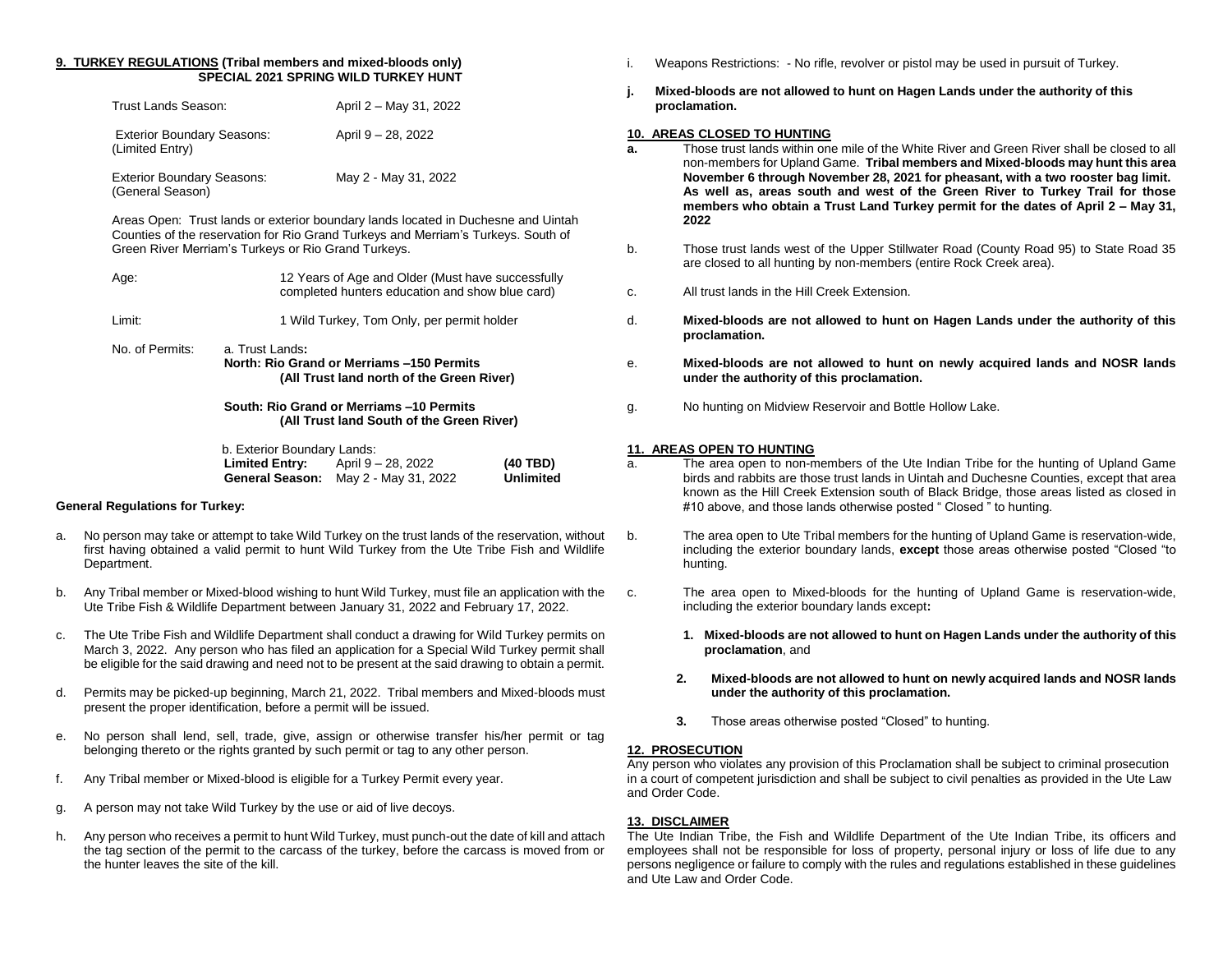## 9. TURKEY REGULATIONS (Tribal members and mixed-bloods only)

### SPECIAL 2021 SPRING WILD TURKEY HUNT

| | |
|---|---|
| Trust Lands Season: | April 2 – May 31, 2022 |
| Exterior Boundary Seasons: (Limited Entry) | April 9 – 28, 2022 |
| Exterior Boundary Seasons: (General Season) | May 2 - May 31, 2022 |

Areas Open: Trust lands or exterior boundary lands located in Duchesne and Uintah Counties of the reservation for Rio Grand Turkeys and Merriam's Turkeys. South of Green River Merriam's Turkeys or Rio Grand Turkeys.

Age: 12 Years of Age and Older (Must have successfully completed hunters education and show blue card)

Limit: 1 Wild Turkey, Tom Only, per permit holder

No. of Permits: a. Trust Lands**:**

**North: Rio Grand or Merriams –150 Permits (All Trust land north of the Green River)**

**South: Rio Grand or Merriams –10 Permits (All Trust land South of the Green River)**

b. Exterior Boundary Lands:

| | | |
|---|---|---|
| **Limited Entry:** | April 9 – 28, 2022 | **(40 TBD)** |
| **General Season:** | May 2 - May 31, 2022 | **Unlimited** |

**General Regulations for Turkey:**

a. No person may take or attempt to take Wild Turkey on the trust lands of the reservation, without first having obtained a valid permit to hunt Wild Turkey from the Ute Tribe Fish and Wildlife Department.

b. Any Tribal member or Mixed-blood wishing to hunt Wild Turkey, must file an application with the Ute Tribe Fish & Wildlife Department between January 31, 2022 and February 17, 2022.

c. The Ute Tribe Fish and Wildlife Department shall conduct a drawing for Wild Turkey permits on March 3, 2022. Any person who has filed an application for a Special Wild Turkey permit shall be eligible for the said drawing and need not to be present at the said drawing to obtain a permit.

d. Permits may be picked-up beginning, March 21, 2022. Tribal members and Mixed-bloods must present the proper identification, before a permit will be issued.

e. No person shall lend, sell, trade, give, assign or otherwise transfer his/her permit or tag belonging thereto or the rights granted by such permit or tag to any other person.

f. Any Tribal member or Mixed-blood is eligible for a Turkey Permit every year.

g. A person may not take Wild Turkey by the use or aid of live decoys.

h. Any person who receives a permit to hunt Wild Turkey, must punch-out the date of kill and attach the tag section of the permit to the carcass of the turkey, before the carcass is moved from or the hunter leaves the site of the kill.

i. Weapons Restrictions: - No rifle, revolver or pistol may be used in pursuit of Turkey.

**j. Mixed-bloods are not allowed to hunt on Hagen Lands under the authority of this proclamation.**

## 10. AREAS CLOSED TO HUNTING

**a.** Those trust lands within one mile of the White River and Green River shall be closed to all non-members for Upland Game. **Tribal members and Mixed-bloods may hunt this area November 6 through November 28, 2021 for pheasant, with a two rooster bag limit. As well as, areas south and west of the Green River to Turkey Trail for those members who obtain a Trust Land Turkey permit for the dates of April 2 – May 31, 2022**

b. Those trust lands west of the Upper Stillwater Road (County Road 95) to State Road 35 are closed to all hunting by non-members (entire Rock Creek area).

c. All trust lands in the Hill Creek Extension.

d. **Mixed-bloods are not allowed to hunt on Hagen Lands under the authority of this proclamation.**

e. **Mixed-bloods are not allowed to hunt on newly acquired lands and NOSR lands under the authority of this proclamation.**

g. No hunting on Midview Reservoir and Bottle Hollow Lake.

## 11. AREAS OPEN TO HUNTING

a. The area open to non-members of the Ute Indian Tribe for the hunting of Upland Game birds and rabbits are those trust lands in Uintah and Duchesne Counties, except that area known as the Hill Creek Extension south of Black Bridge, those areas listed as closed in #10 above, and those lands otherwise posted " Closed " to hunting.

b. The area open to Ute Tribal members for the hunting of Upland Game is reservation-wide, including the exterior boundary lands, **except** those areas otherwise posted "Closed "to hunting.

c. The area open to Mixed-bloods for the hunting of Upland Game is reservation-wide, including the exterior boundary lands except**:**

1. **Mixed-bloods are not allowed to hunt on Hagen Lands under the authority of this proclamation**, and
2. **Mixed-bloods are not allowed to hunt on newly acquired lands and NOSR lands under the authority of this proclamation.**
3. Those areas otherwise posted "Closed" to hunting.

## 12. PROSECUTION

Any person who violates any provision of this Proclamation shall be subject to criminal prosecution in a court of competent jurisdiction and shall be subject to civil penalties as provided in the Ute Law and Order Code.

## 13. DISCLAIMER

The Ute Indian Tribe, the Fish and Wildlife Department of the Ute Indian Tribe, its officers and employees shall not be responsible for loss of property, personal injury or loss of life due to any persons negligence or failure to comply with the rules and regulations established in these guidelines and Ute Law and Order Code.